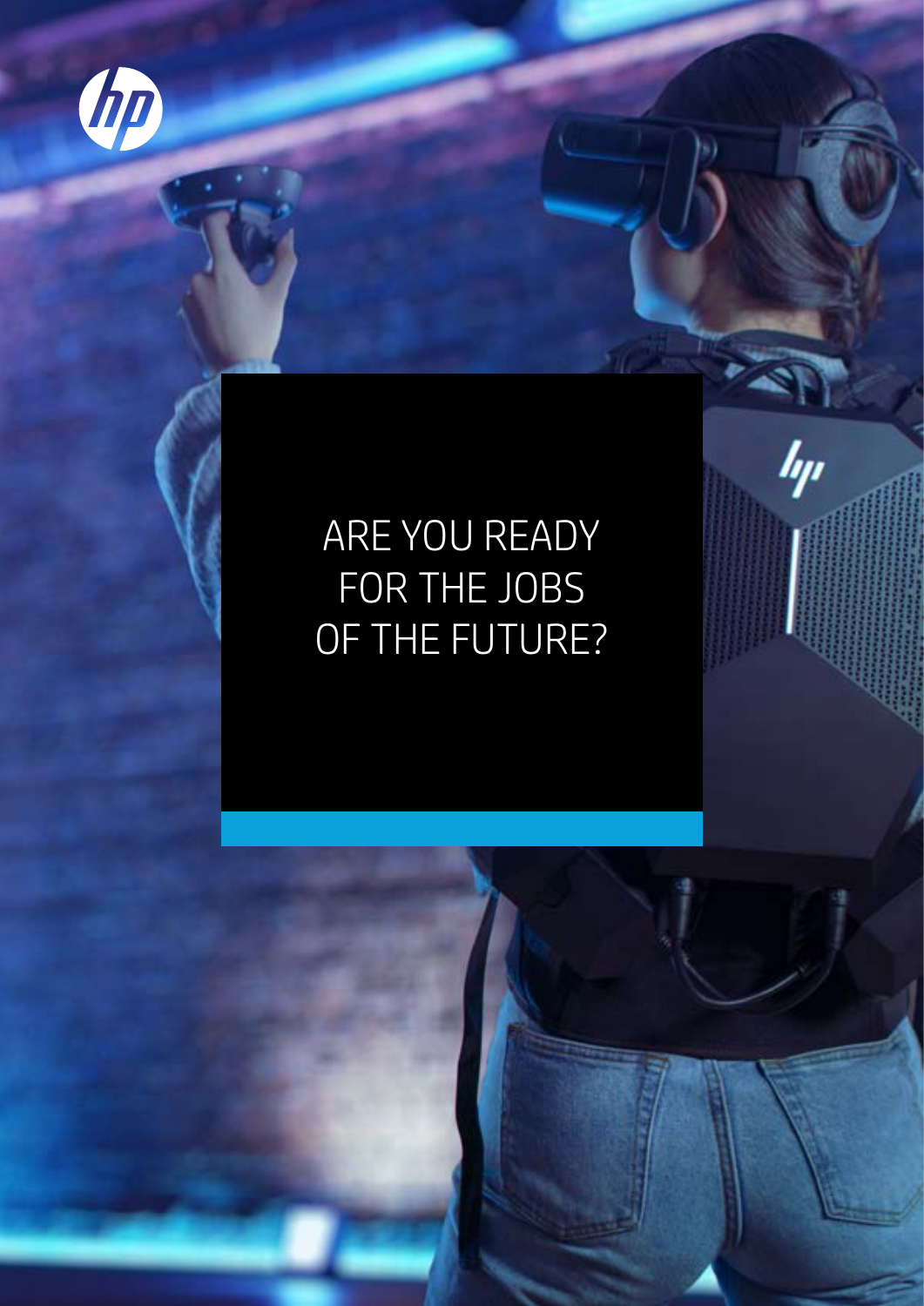# ARE YOU READY FOR THE JOBS OF THE FUTURE?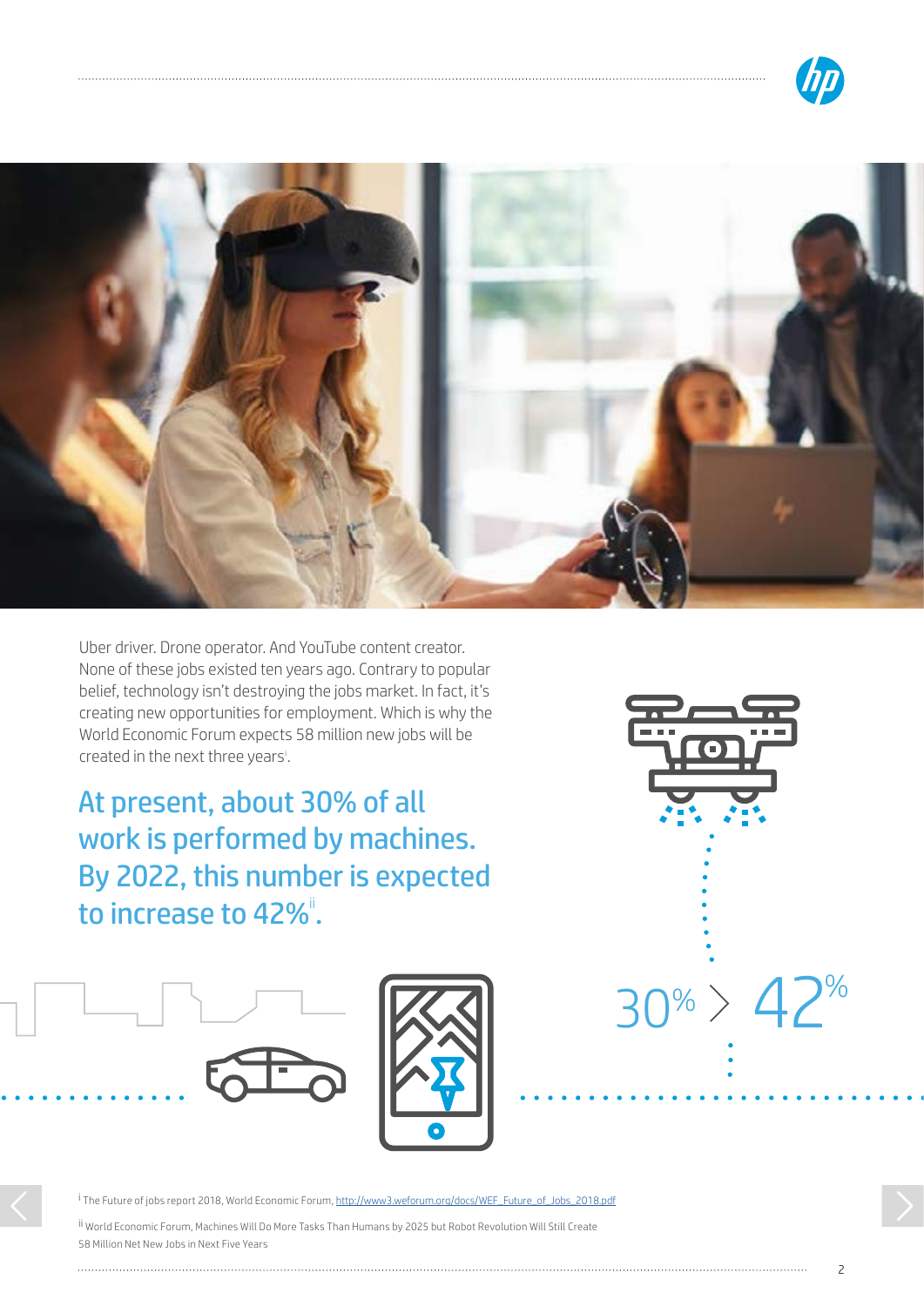Uber driver. Drone operator. And YouTube content creator. None of these jobs existed ten years ago. Contrary to popular belief, technology isn't destroying the jobs market. In fact, it's creating new opportunities for employment. Which is why the World Economic Forum expects 58 million new jobs will be created in the next three years[i].

## At present, about 30% of all work is performed by machines. By 2022, this number is expected to increase to 42%[ii].

30% > 42%

[i] The Future of jobs report 2018, World Economic Forum, http://www3.weforum.org/docs/WEF_Future_of_Jobs_2018.pdf

[ii] World Economic Forum, Machines Will Do More Tasks Than Humans by 2025 but Robot Revolution Will Still Create 58 Million Net New Jobs in Next Five Years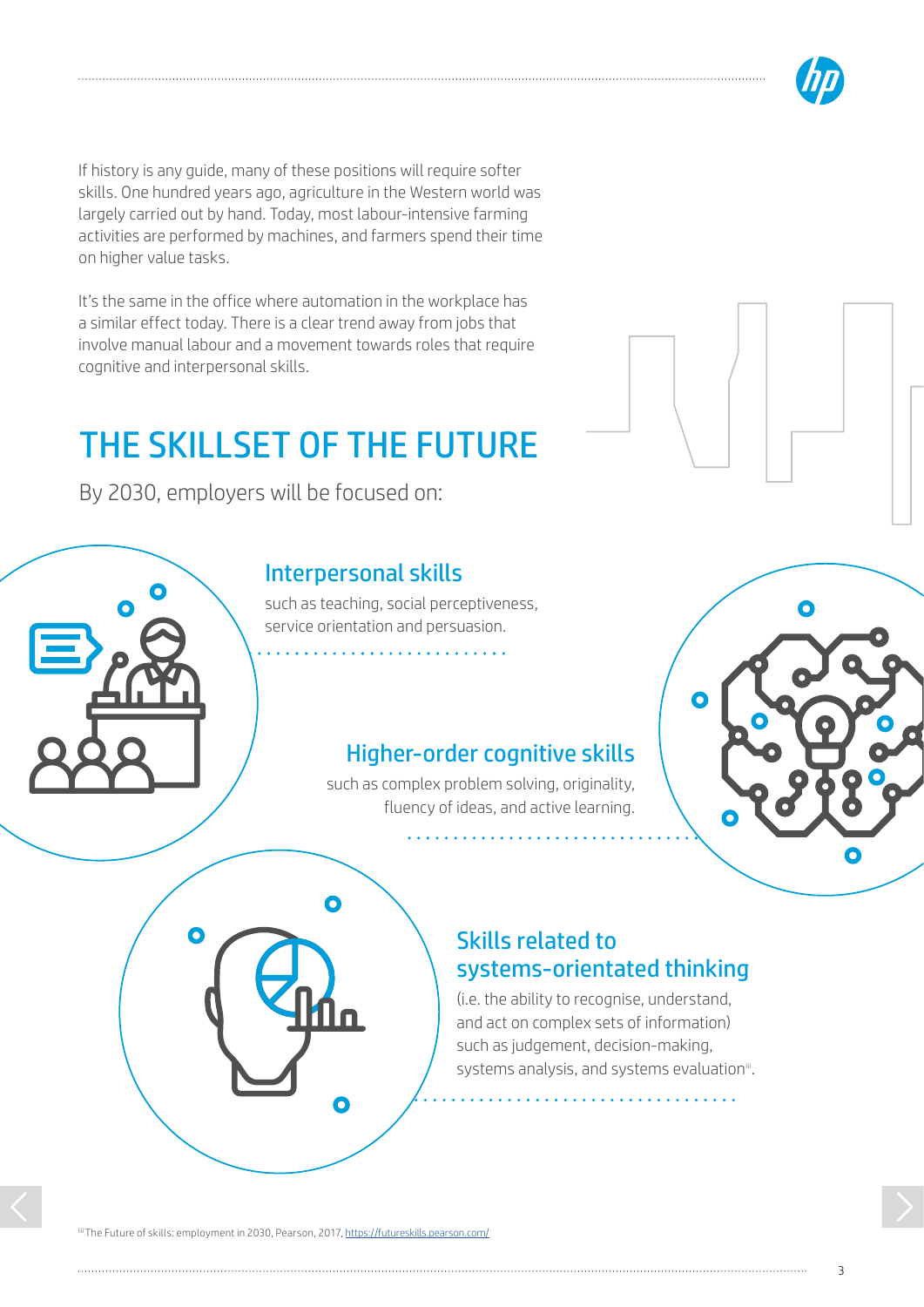If history is any guide, many of these positions will require softer skills. One hundred years ago, agriculture in the Western world was largely carried out by hand. Today, most labour-intensive farming activities are performed by machines, and farmers spend their time on higher value tasks.

It's the same in the office where automation in the workplace has a similar effect today. There is a clear trend away from jobs that involve manual labour and a movement towards roles that require cognitive and interpersonal skills.

# THE SKILLSET OF THE FUTURE

By 2030, employers will be focused on:

## Interpersonal skills

such as teaching, social perceptiveness, service orientation and persuasion.

## Higher-order cognitive skills

such as complex problem solving, originality, fluency of ideas, and active learning.

## Skills related to systems-orientated thinking

(i.e. the ability to recognise, understand, and act on complex sets of information) such as judgement, decision-making, systems analysis, and systems evaluation[iii].

[iii] The Future of skills: employment in 2030, Pearson, 2017, https://futureskills.pearson.com/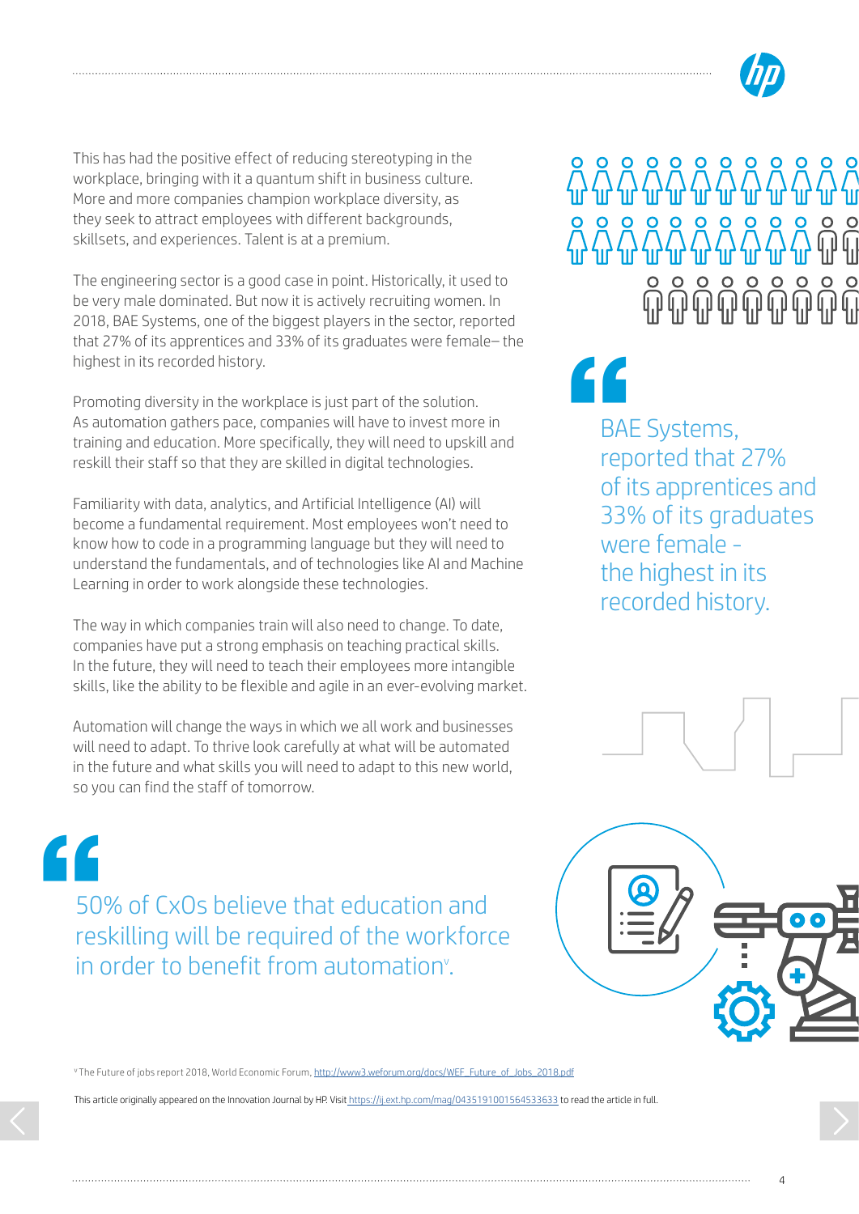This has had the positive effect of reducing stereotyping in the workplace, bringing with it a quantum shift in business culture. More and more companies champion workplace diversity, as they seek to attract employees with different backgrounds, skillsets, and experiences. Talent is at a premium.

The engineering sector is a good case in point. Historically, it used to be very male dominated. But now it is actively recruiting women. In 2018, BAE Systems, one of the biggest players in the sector, reported that 27% of its apprentices and 33% of its graduates were female– the highest in its recorded history.

> BAE Systems, reported that 27% of its apprentices and 33% of its graduates were female - the highest in its recorded history.

Promoting diversity in the workplace is just part of the solution. As automation gathers pace, companies will have to invest more in training and education. More specifically, they will need to upskill and reskill their staff so that they are skilled in digital technologies.

Familiarity with data, analytics, and Artificial Intelligence (AI) will become a fundamental requirement. Most employees won't need to know how to code in a programming language but they will need to understand the fundamentals, and of technologies like AI and Machine Learning in order to work alongside these technologies.

The way in which companies train will also need to change. To date, companies have put a strong emphasis on teaching practical skills. In the future, they will need to teach their employees more intangible skills, like the ability to be flexible and agile in an ever-evolving market.

Automation will change the ways in which we all work and businesses will need to adapt. To thrive look carefully at what will be automated in the future and what skills you will need to adapt to this new world, so you can find the staff of tomorrow.

> 50% of CxOs believe that education and reskilling will be required of the workforce in order to benefit from automation[v].

[v] The Future of jobs report 2018, World Economic Forum, http://www3.weforum.org/docs/WEF_Future_of_Jobs_2018.pdf

This article originally appeared on the Innovation Journal by HP. Visit https://ij.ext.hp.com/mag/04351910015645336​33 to read the article in full.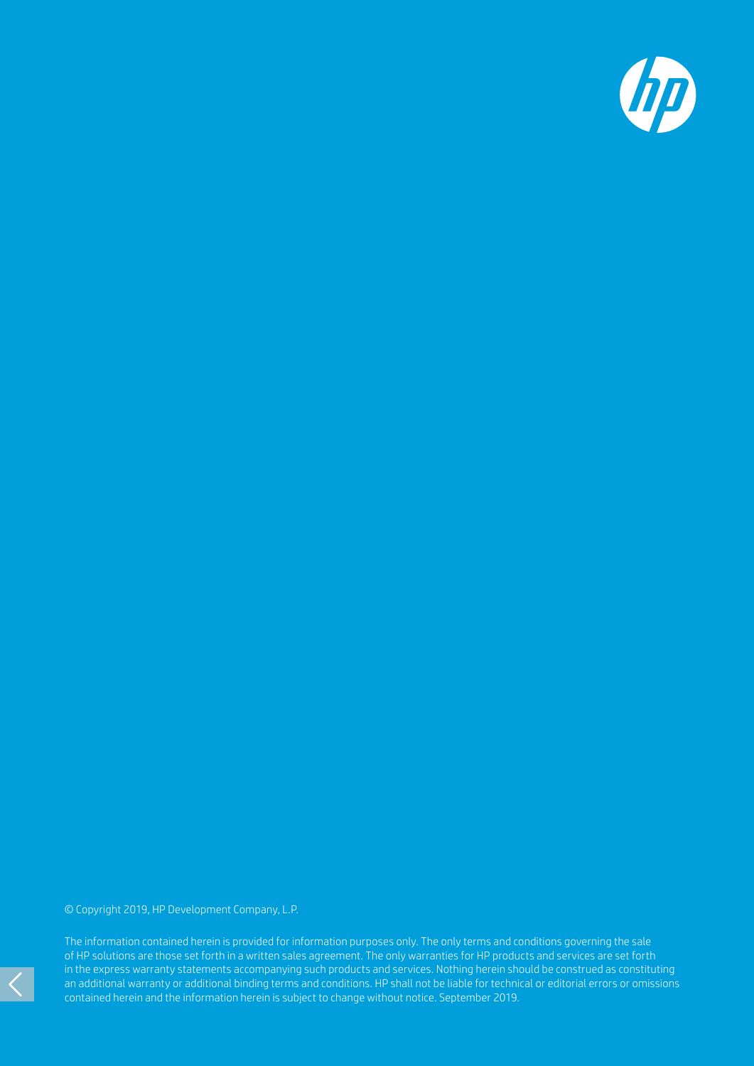© Copyright 2019, HP Development Company, L.P.

The information contained herein is provided for information purposes only. The only terms and conditions governing the sale of HP solutions are those set forth in a written sales agreement. The only warranties for HP products and services are set forth in the express warranty statements accompanying such products and services. Nothing herein should be construed as constituting an additional warranty or additional binding terms and conditions. HP shall not be liable for technical or editorial errors or omissions contained herein and the information herein is subject to change without notice. September 2019.